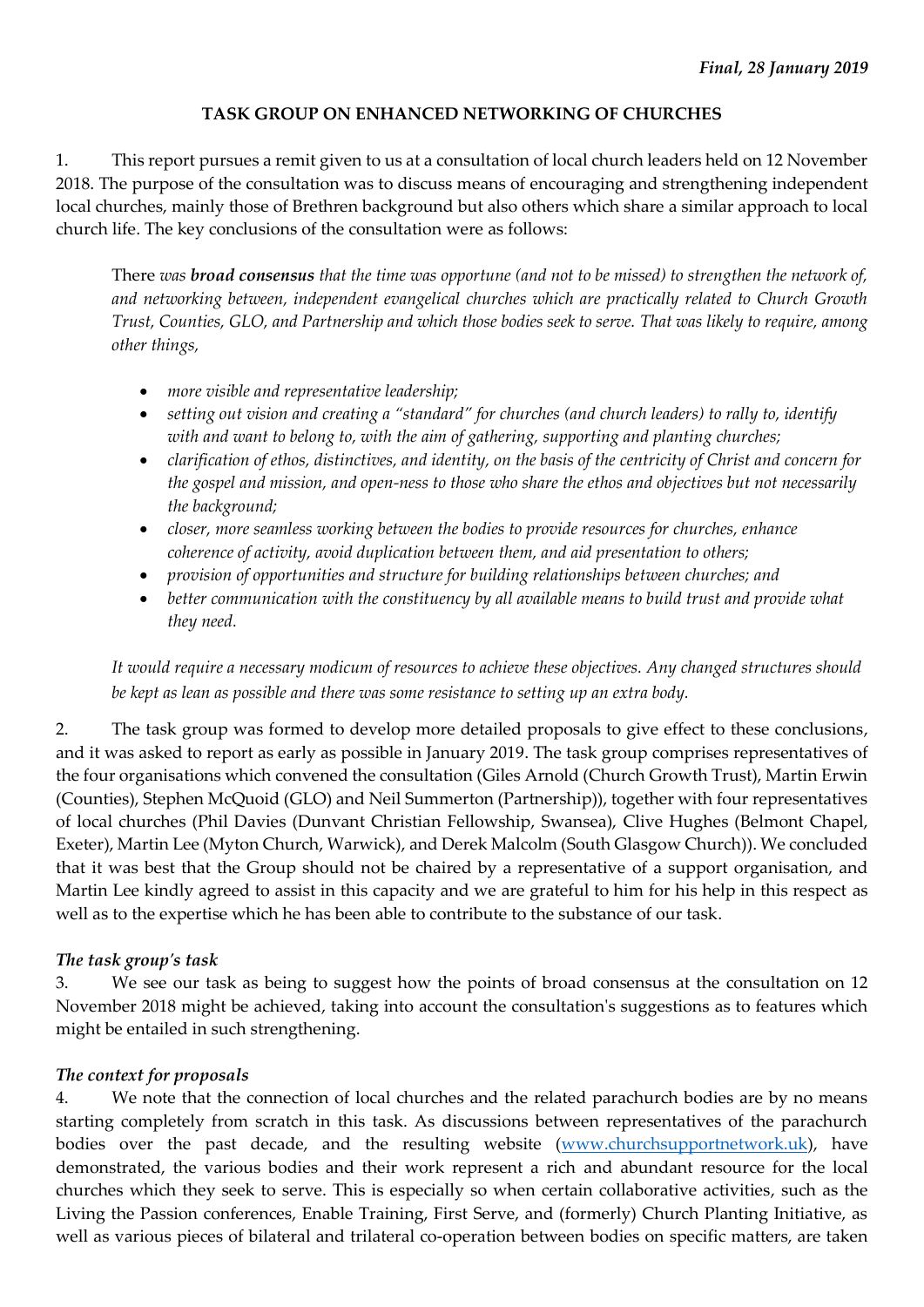*Final, 28 January 2019*

# TASK GROUP ON ENHANCED NETWORKING OF CHURCHES

1. This report pursues a remit given to us at a consultation of local church leaders held on 12 November 2018. The purpose of the consultation was to discuss means of encouraging and strengthening independent local churches, mainly those of Brethren background but also others which share a similar approach to local church life. The key conclusions of the consultation were as follows:

> There *was* ***broad consensus*** *that the time was opportune (and not to be missed) to strengthen the network of, and networking between, independent evangelical churches which are practically related to Church Growth Trust, Counties, GLO, and Partnership and which those bodies seek to serve. That was likely to require, among other things,*
>
> - *more visible and representative leadership;*
> - *setting out vision and creating a "standard" for churches (and church leaders) to rally to, identify with and want to belong to, with the aim of gathering, supporting and planting churches;*
> - *clarification of ethos, distinctives, and identity, on the basis of the centricity of Christ and concern for the gospel and mission, and open-ness to those who share the ethos and objectives but not necessarily the background;*
> - *closer, more seamless working between the bodies to provide resources for churches, enhance coherence of activity, avoid duplication between them, and aid presentation to others;*
> - *provision of opportunities and structure for building relationships between churches; and*
> - *better communication with the constituency by all available means to build trust and provide what they need.*
>
> *It would require a necessary modicum of resources to achieve these objectives. Any changed structures should be kept as lean as possible and there was some resistance to setting up an extra body.*

2. The task group was formed to develop more detailed proposals to give effect to these conclusions, and it was asked to report as early as possible in January 2019. The task group comprises representatives of the four organisations which convened the consultation (Giles Arnold (Church Growth Trust), Martin Erwin (Counties), Stephen McQuoid (GLO) and Neil Summerton (Partnership)), together with four representatives of local churches (Phil Davies (Dunvant Christian Fellowship, Swansea), Clive Hughes (Belmont Chapel, Exeter), Martin Lee (Myton Church, Warwick), and Derek Malcolm (South Glasgow Church)). We concluded that it was best that the Group should not be chaired by a representative of a support organisation, and Martin Lee kindly agreed to assist in this capacity and we are grateful to him for his help in this respect as well as to the expertise which he has been able to contribute to the substance of our task.

### *The task group's task*

3. We see our task as being to suggest how the points of broad consensus at the consultation on 12 November 2018 might be achieved, taking into account the consultation's suggestions as to features which might be entailed in such strengthening.

### *The context for proposals*

4. We note that the connection of local churches and the related parachurch bodies are by no means starting completely from scratch in this task. As discussions between representatives of the parachurch bodies over the past decade, and the resulting website ([www.churchsupportnetwork.uk](www.churchsupportnetwork.uk)), have demonstrated, the various bodies and their work represent a rich and abundant resource for the local churches which they seek to serve. This is especially so when certain collaborative activities, such as the Living the Passion conferences, Enable Training, First Serve, and (formerly) Church Planting Initiative, as well as various pieces of bilateral and trilateral co-operation between bodies on specific matters, are taken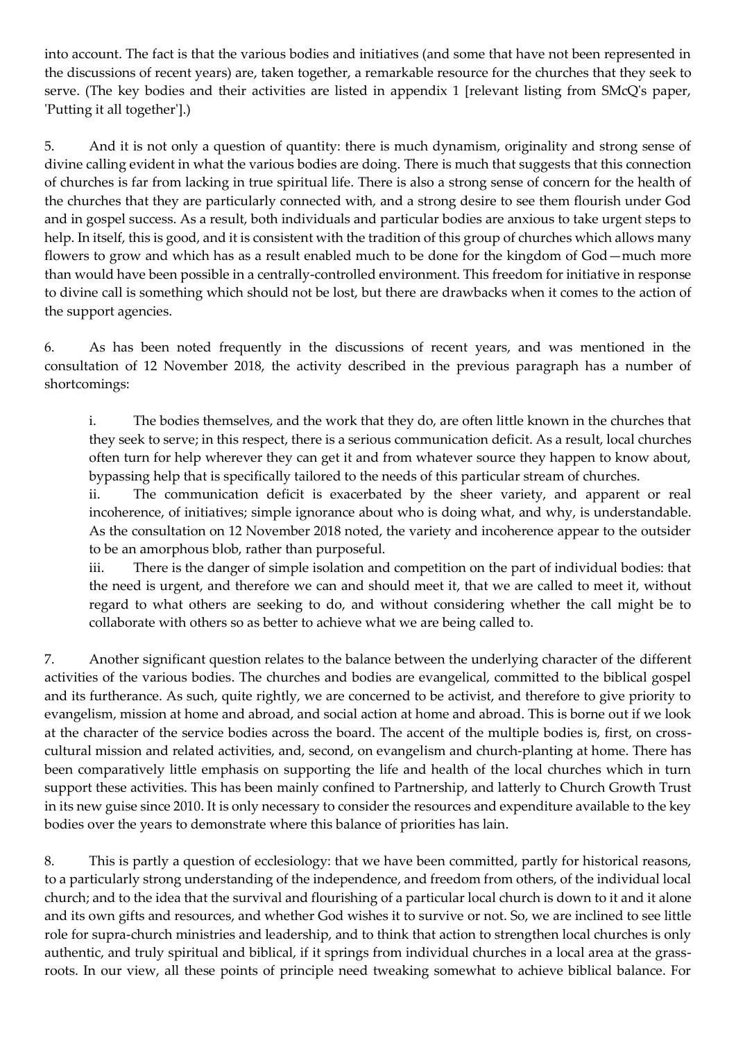into account. The fact is that the various bodies and initiatives (and some that have not been represented in the discussions of recent years) are, taken together, a remarkable resource for the churches that they seek to serve. (The key bodies and their activities are listed in appendix 1 [relevant listing from SMcQ's paper, 'Putting it all together'].)

5. And it is not only a question of quantity: there is much dynamism, originality and strong sense of divine calling evident in what the various bodies are doing. There is much that suggests that this connection of churches is far from lacking in true spiritual life. There is also a strong sense of concern for the health of the churches that they are particularly connected with, and a strong desire to see them flourish under God and in gospel success. As a result, both individuals and particular bodies are anxious to take urgent steps to help. In itself, this is good, and it is consistent with the tradition of this group of churches which allows many flowers to grow and which has as a result enabled much to be done for the kingdom of God—much more than would have been possible in a centrally-controlled environment. This freedom for initiative in response to divine call is something which should not be lost, but there are drawbacks when it comes to the action of the support agencies.

6. As has been noted frequently in the discussions of recent years, and was mentioned in the consultation of 12 November 2018, the activity described in the previous paragraph has a number of shortcomings:

i. The bodies themselves, and the work that they do, are often little known in the churches that they seek to serve; in this respect, there is a serious communication deficit. As a result, local churches often turn for help wherever they can get it and from whatever source they happen to know about, bypassing help that is specifically tailored to the needs of this particular stream of churches.

ii. The communication deficit is exacerbated by the sheer variety, and apparent or real incoherence, of initiatives; simple ignorance about who is doing what, and why, is understandable. As the consultation on 12 November 2018 noted, the variety and incoherence appear to the outsider to be an amorphous blob, rather than purposeful.

iii. There is the danger of simple isolation and competition on the part of individual bodies: that the need is urgent, and therefore we can and should meet it, that we are called to meet it, without regard to what others are seeking to do, and without considering whether the call might be to collaborate with others so as better to achieve what we are being called to.

7. Another significant question relates to the balance between the underlying character of the different activities of the various bodies. The churches and bodies are evangelical, committed to the biblical gospel and its furtherance. As such, quite rightly, we are concerned to be activist, and therefore to give priority to evangelism, mission at home and abroad, and social action at home and abroad. This is borne out if we look at the character of the service bodies across the board. The accent of the multiple bodies is, first, on cross-cultural mission and related activities, and, second, on evangelism and church-planting at home. There has been comparatively little emphasis on supporting the life and health of the local churches which in turn support these activities. This has been mainly confined to Partnership, and latterly to Church Growth Trust in its new guise since 2010. It is only necessary to consider the resources and expenditure available to the key bodies over the years to demonstrate where this balance of priorities has lain.

8. This is partly a question of ecclesiology: that we have been committed, partly for historical reasons, to a particularly strong understanding of the independence, and freedom from others, of the individual local church; and to the idea that the survival and flourishing of a particular local church is down to it and it alone and its own gifts and resources, and whether God wishes it to survive or not. So, we are inclined to see little role for supra-church ministries and leadership, and to think that action to strengthen local churches is only authentic, and truly spiritual and biblical, if it springs from individual churches in a local area at the grass-roots. In our view, all these points of principle need tweaking somewhat to achieve biblical balance. For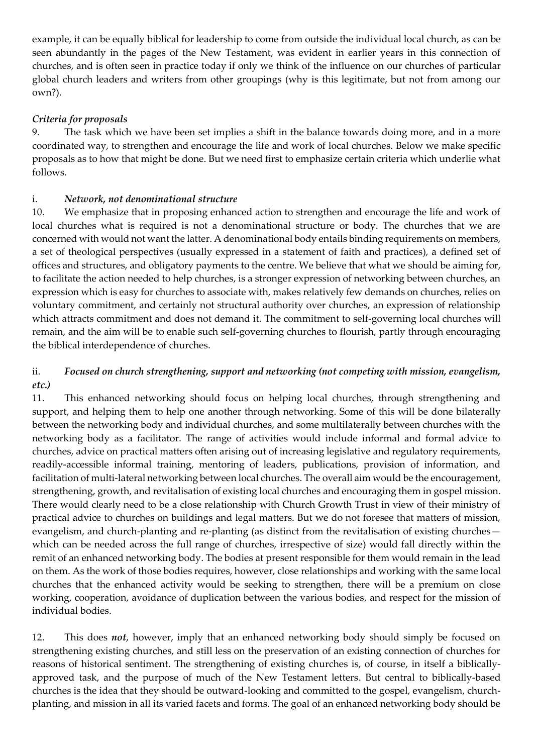example, it can be equally biblical for leadership to come from outside the individual local church, as can be seen abundantly in the pages of the New Testament, was evident in earlier years in this connection of churches, and is often seen in practice today if only we think of the influence on our churches of particular global church leaders and writers from other groupings (why is this legitimate, but not from among our own?).

### *Criteria for proposals*

9. The task which we have been set implies a shift in the balance towards doing more, and in a more coordinated way, to strengthen and encourage the life and work of local churches. Below we make specific proposals as to how that might be done. But we need first to emphasize certain criteria which underlie what follows.

#### i. *Network, not denominational structure*

10. We emphasize that in proposing enhanced action to strengthen and encourage the life and work of local churches what is required is not a denominational structure or body. The churches that we are concerned with would not want the latter. A denominational body entails binding requirements on members, a set of theological perspectives (usually expressed in a statement of faith and practices), a defined set of offices and structures, and obligatory payments to the centre. We believe that what we should be aiming for, to facilitate the action needed to help churches, is a stronger expression of networking between churches, an expression which is easy for churches to associate with, makes relatively few demands on churches, relies on voluntary commitment, and certainly not structural authority over churches, an expression of relationship which attracts commitment and does not demand it. The commitment to self-governing local churches will remain, and the aim will be to enable such self-governing churches to flourish, partly through encouraging the biblical interdependence of churches.

#### ii. *Focused on church strengthening, support and networking (not competing with mission, evangelism, etc.)*

11. This enhanced networking should focus on helping local churches, through strengthening and support, and helping them to help one another through networking. Some of this will be done bilaterally between the networking body and individual churches, and some multilaterally between churches with the networking body as a facilitator. The range of activities would include informal and formal advice to churches, advice on practical matters often arising out of increasing legislative and regulatory requirements, readily-accessible informal training, mentoring of leaders, publications, provision of information, and facilitation of multi-lateral networking between local churches. The overall aim would be the encouragement, strengthening, growth, and revitalisation of existing local churches and encouraging them in gospel mission. There would clearly need to be a close relationship with Church Growth Trust in view of their ministry of practical advice to churches on buildings and legal matters. But we do not foresee that matters of mission, evangelism, and church-planting and re-planting (as distinct from the revitalisation of existing churches—which can be needed across the full range of churches, irrespective of size) would fall directly within the remit of an enhanced networking body. The bodies at present responsible for them would remain in the lead on them. As the work of those bodies requires, however, close relationships and working with the same local churches that the enhanced activity would be seeking to strengthen, there will be a premium on close working, cooperation, avoidance of duplication between the various bodies, and respect for the mission of individual bodies.

12. This does ***not***, however, imply that an enhanced networking body should simply be focused on strengthening existing churches, and still less on the preservation of an existing connection of churches for reasons of historical sentiment. The strengthening of existing churches is, of course, in itself a biblically-approved task, and the purpose of much of the New Testament letters. But central to biblically-based churches is the idea that they should be outward-looking and committed to the gospel, evangelism, church-planting, and mission in all its varied facets and forms. The goal of an enhanced networking body should be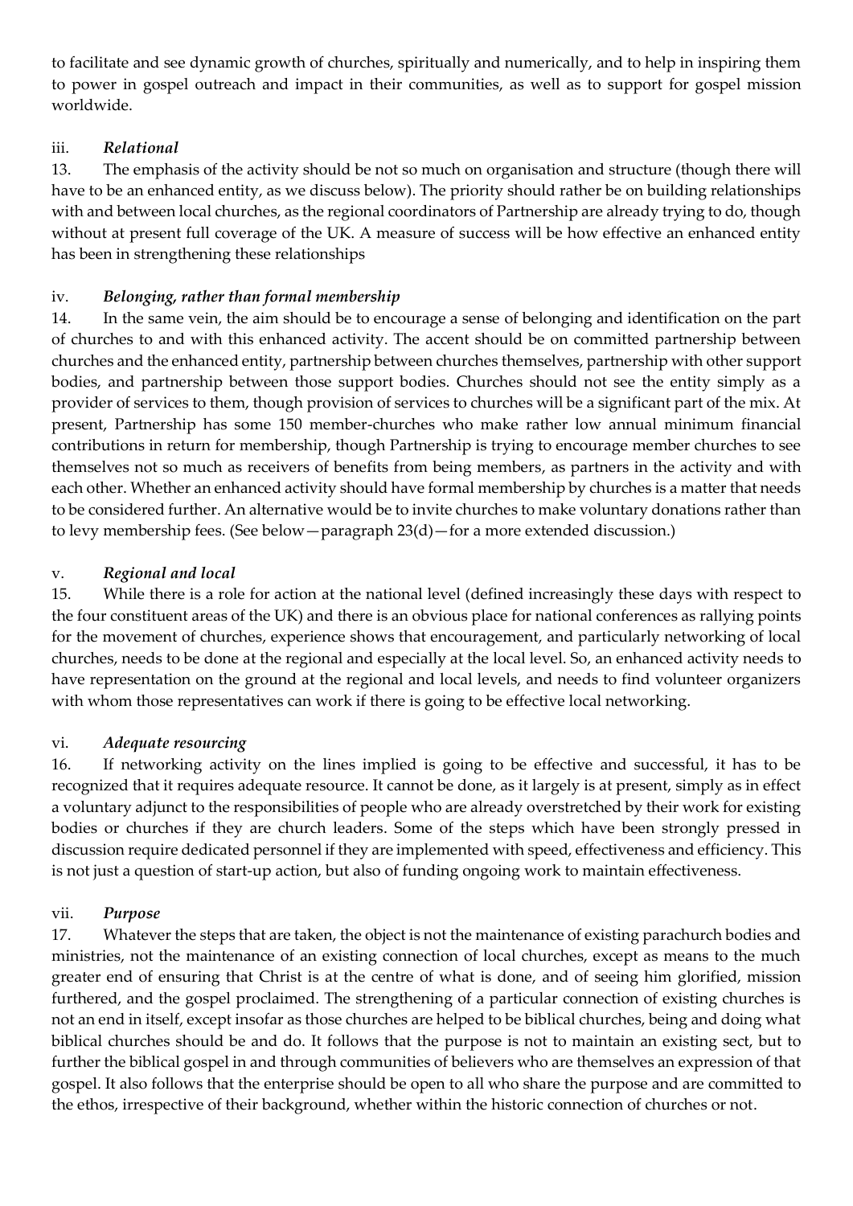to facilitate and see dynamic growth of churches, spiritually and numerically, and to help in inspiring them to power in gospel outreach and impact in their communities, as well as to support for gospel mission worldwide.

### iii. *Relational*

13. The emphasis of the activity should be not so much on organisation and structure (though there will have to be an enhanced entity, as we discuss below). The priority should rather be on building relationships with and between local churches, as the regional coordinators of Partnership are already trying to do, though without at present full coverage of the UK. A measure of success will be how effective an enhanced entity has been in strengthening these relationships

### iv. *Belonging, rather than formal membership*

14. In the same vein, the aim should be to encourage a sense of belonging and identification on the part of churches to and with this enhanced activity. The accent should be on committed partnership between churches and the enhanced entity, partnership between churches themselves, partnership with other support bodies, and partnership between those support bodies. Churches should not see the entity simply as a provider of services to them, though provision of services to churches will be a significant part of the mix. At present, Partnership has some 150 member-churches who make rather low annual minimum financial contributions in return for membership, though Partnership is trying to encourage member churches to see themselves not so much as receivers of benefits from being members, as partners in the activity and with each other. Whether an enhanced activity should have formal membership by churches is a matter that needs to be considered further. An alternative would be to invite churches to make voluntary donations rather than to levy membership fees. (See below—paragraph 23(d)—for a more extended discussion.)

### v. *Regional and local*

15. While there is a role for action at the national level (defined increasingly these days with respect to the four constituent areas of the UK) and there is an obvious place for national conferences as rallying points for the movement of churches, experience shows that encouragement, and particularly networking of local churches, needs to be done at the regional and especially at the local level. So, an enhanced activity needs to have representation on the ground at the regional and local levels, and needs to find volunteer organizers with whom those representatives can work if there is going to be effective local networking.

### vi. *Adequate resourcing*

16. If networking activity on the lines implied is going to be effective and successful, it has to be recognized that it requires adequate resource. It cannot be done, as it largely is at present, simply as in effect a voluntary adjunct to the responsibilities of people who are already overstretched by their work for existing bodies or churches if they are church leaders. Some of the steps which have been strongly pressed in discussion require dedicated personnel if they are implemented with speed, effectiveness and efficiency. This is not just a question of start-up action, but also of funding ongoing work to maintain effectiveness.

### vii. *Purpose*

17. Whatever the steps that are taken, the object is not the maintenance of existing parachurch bodies and ministries, not the maintenance of an existing connection of local churches, except as means to the much greater end of ensuring that Christ is at the centre of what is done, and of seeing him glorified, mission furthered, and the gospel proclaimed. The strengthening of a particular connection of existing churches is not an end in itself, except insofar as those churches are helped to be biblical churches, being and doing what biblical churches should be and do. It follows that the purpose is not to maintain an existing sect, but to further the biblical gospel in and through communities of believers who are themselves an expression of that gospel. It also follows that the enterprise should be open to all who share the purpose and are committed to the ethos, irrespective of their background, whether within the historic connection of churches or not.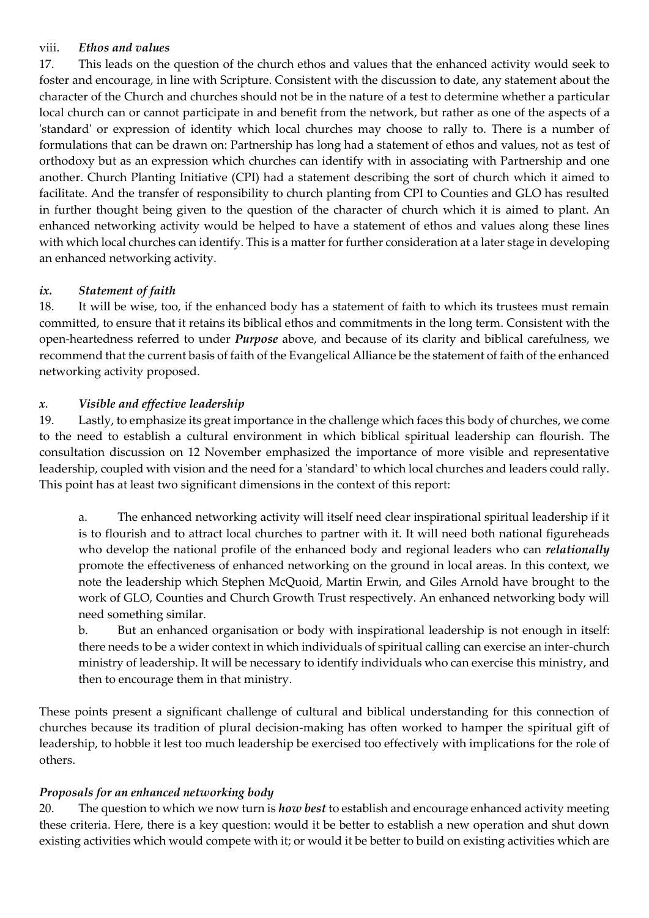### viii. *Ethos and values*

17. This leads on the question of the church ethos and values that the enhanced activity would seek to foster and encourage, in line with Scripture. Consistent with the discussion to date, any statement about the character of the Church and churches should not be in the nature of a test to determine whether a particular local church can or cannot participate in and benefit from the network, but rather as one of the aspects of a 'standard' or expression of identity which local churches may choose to rally to. There is a number of formulations that can be drawn on: Partnership has long had a statement of ethos and values, not as test of orthodoxy but as an expression which churches can identify with in associating with Partnership and one another. Church Planting Initiative (CPI) had a statement describing the sort of church which it aimed to facilitate. And the transfer of responsibility to church planting from CPI to Counties and GLO has resulted in further thought being given to the question of the character of church which it is aimed to plant. An enhanced networking activity would be helped to have a statement of ethos and values along these lines with which local churches can identify. This is a matter for further consideration at a later stage in developing an enhanced networking activity.

### *ix. Statement of faith*

18. It will be wise, too, if the enhanced body has a statement of faith to which its trustees must remain committed, to ensure that it retains its biblical ethos and commitments in the long term. Consistent with the open-heartedness referred to under ***Purpose*** above, and because of its clarity and biblical carefulness, we recommend that the current basis of faith of the Evangelical Alliance be the statement of faith of the enhanced networking activity proposed.

### *x. Visible and effective leadership*

19. Lastly, to emphasize its great importance in the challenge which faces this body of churches, we come to the need to establish a cultural environment in which biblical spiritual leadership can flourish. The consultation discussion on 12 November emphasized the importance of more visible and representative leadership, coupled with vision and the need for a 'standard' to which local churches and leaders could rally. This point has at least two significant dimensions in the context of this report:

a. The enhanced networking activity will itself need clear inspirational spiritual leadership if it is to flourish and to attract local churches to partner with it. It will need both national figureheads who develop the national profile of the enhanced body and regional leaders who can ***relationally*** promote the effectiveness of enhanced networking on the ground in local areas. In this context, we note the leadership which Stephen McQuoid, Martin Erwin, and Giles Arnold have brought to the work of GLO, Counties and Church Growth Trust respectively. An enhanced networking body will need something similar.

b. But an enhanced organisation or body with inspirational leadership is not enough in itself: there needs to be a wider context in which individuals of spiritual calling can exercise an inter-church ministry of leadership. It will be necessary to identify individuals who can exercise this ministry, and then to encourage them in that ministry.

These points present a significant challenge of cultural and biblical understanding for this connection of churches because its tradition of plural decision-making has often worked to hamper the spiritual gift of leadership, to hobble it lest too much leadership be exercised too effectively with implications for the role of others.

### *Proposals for an enhanced networking body*

20. The question to which we now turn is ***how best*** to establish and encourage enhanced activity meeting these criteria. Here, there is a key question: would it be better to establish a new operation and shut down existing activities which would compete with it; or would it be better to build on existing activities which are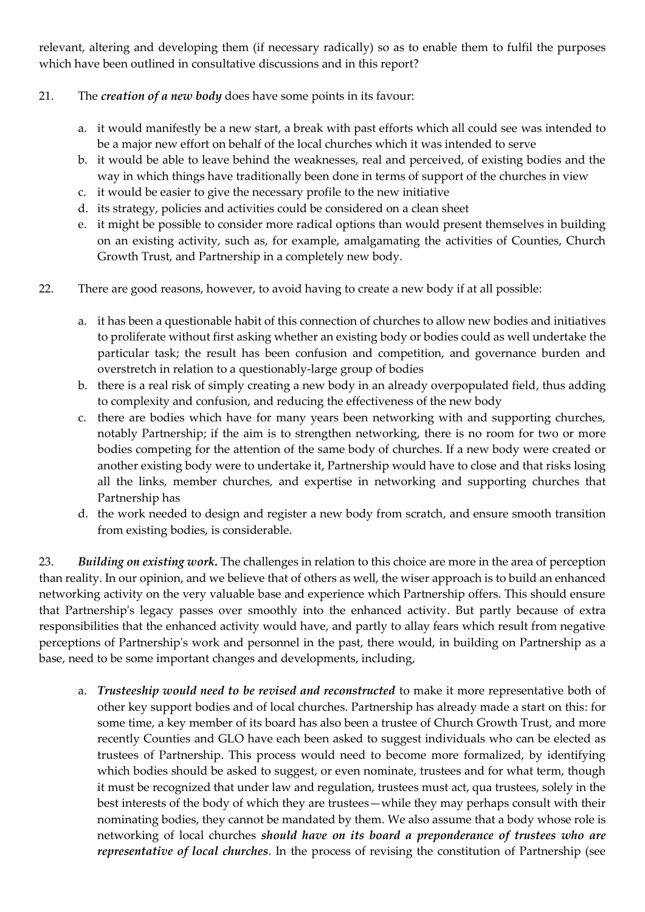relevant, altering and developing them (if necessary radically) so as to enable them to fulfil the purposes which have been outlined in consultative discussions and in this report?

21. The ***creation of a new body*** does have some points in its favour:

   a. it would manifestly be a new start, a break with past efforts which all could see was intended to be a major new effort on behalf of the local churches which it was intended to serve
   b. it would be able to leave behind the weaknesses, real and perceived, of existing bodies and the way in which things have traditionally been done in terms of support of the churches in view
   c. it would be easier to give the necessary profile to the new initiative
   d. its strategy, policies and activities could be considered on a clean sheet
   e. it might be possible to consider more radical options than would present themselves in building on an existing activity, such as, for example, amalgamating the activities of Counties, Church Growth Trust, and Partnership in a completely new body.

22. There are good reasons, however, to avoid having to create a new body if at all possible:

   a. it has been a questionable habit of this connection of churches to allow new bodies and initiatives to proliferate without first asking whether an existing body or bodies could as well undertake the particular task; the result has been confusion and competition, and governance burden and overstretch in relation to a questionably-large group of bodies
   b. there is a real risk of simply creating a new body in an already overpopulated field, thus adding to complexity and confusion, and reducing the effectiveness of the new body
   c. there are bodies which have for many years been networking with and supporting churches, notably Partnership; if the aim is to strengthen networking, there is no room for two or more bodies competing for the attention of the same body of churches. If a new body were created or another existing body were to undertake it, Partnership would have to close and that risks losing all the links, member churches, and expertise in networking and supporting churches that Partnership has
   d. the work needed to design and register a new body from scratch, and ensure smooth transition from existing bodies, is considerable.

23. ***Building on existing work.*** The challenges in relation to this choice are more in the area of perception than reality. In our opinion, and we believe that of others as well, the wiser approach is to build an enhanced networking activity on the very valuable base and experience which Partnership offers. This should ensure that Partnership's legacy passes over smoothly into the enhanced activity. But partly because of extra responsibilities that the enhanced activity would have, and partly to allay fears which result from negative perceptions of Partnership's work and personnel in the past, there would, in building on Partnership as a base, need to be some important changes and developments, including,

   a. ***Trusteeship would need to be revised and reconstructed*** to make it more representative both of other key support bodies and of local churches. Partnership has already made a start on this: for some time, a key member of its board has also been a trustee of Church Growth Trust, and more recently Counties and GLO have each been asked to suggest individuals who can be elected as trustees of Partnership. This process would need to become more formalized, by identifying which bodies should be asked to suggest, or even nominate, trustees and for what term, though it must be recognized that under law and regulation, trustees must act, qua trustees, solely in the best interests of the body of which they are trustees—while they may perhaps consult with their nominating bodies, they cannot be mandated by them. We also assume that a body whose role is networking of local churches ***should have on its board a preponderance of trustees who are representative of local churches***. In the process of revising the constitution of Partnership (see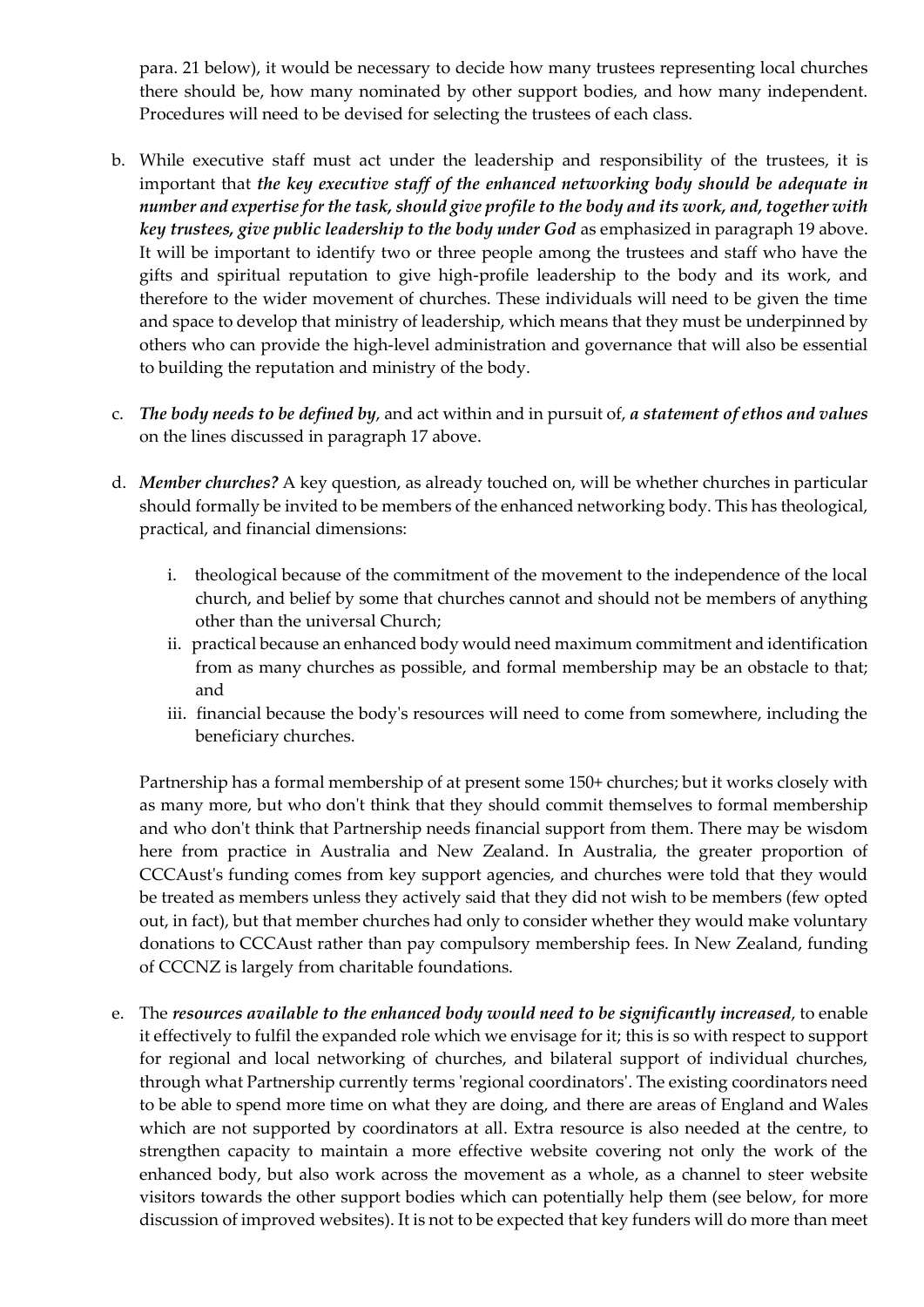para. 21 below), it would be necessary to decide how many trustees representing local churches there should be, how many nominated by other support bodies, and how many independent. Procedures will need to be devised for selecting the trustees of each class.

b. While executive staff must act under the leadership and responsibility of the trustees, it is important that ***the key executive staff of the enhanced networking body should be adequate in number and expertise for the task, should give profile to the body and its work, and, together with key trustees, give public leadership to the body under God*** as emphasized in paragraph 19 above. It will be important to identify two or three people among the trustees and staff who have the gifts and spiritual reputation to give high-profile leadership to the body and its work, and therefore to the wider movement of churches. These individuals will need to be given the time and space to develop that ministry of leadership, which means that they must be underpinned by others who can provide the high-level administration and governance that will also be essential to building the reputation and ministry of the body.

c. ***The body needs to be defined by***, and act within and in pursuit of, ***a statement of ethos and values*** on the lines discussed in paragraph 17 above.

d. ***Member churches?*** A key question, as already touched on, will be whether churches in particular should formally be invited to be members of the enhanced networking body. This has theological, practical, and financial dimensions:

   i. theological because of the commitment of the movement to the independence of the local church, and belief by some that churches cannot and should not be members of anything other than the universal Church;

   ii. practical because an enhanced body would need maximum commitment and identification from as many churches as possible, and formal membership may be an obstacle to that; and

   iii. financial because the body's resources will need to come from somewhere, including the beneficiary churches.

   Partnership has a formal membership of at present some 150+ churches; but it works closely with as many more, but who don't think that they should commit themselves to formal membership and who don't think that Partnership needs financial support from them. There may be wisdom here from practice in Australia and New Zealand. In Australia, the greater proportion of CCCAust's funding comes from key support agencies, and churches were told that they would be treated as members unless they actively said that they did not wish to be members (few opted out, in fact), but that member churches had only to consider whether they would make voluntary donations to CCCAust rather than pay compulsory membership fees. In New Zealand, funding of CCCNZ is largely from charitable foundations.

e. The ***resources available to the enhanced body would need to be significantly increased***, to enable it effectively to fulfil the expanded role which we envisage for it; this is so with respect to support for regional and local networking of churches, and bilateral support of individual churches, through what Partnership currently terms 'regional coordinators'. The existing coordinators need to be able to spend more time on what they are doing, and there are areas of England and Wales which are not supported by coordinators at all. Extra resource is also needed at the centre, to strengthen capacity to maintain a more effective website covering not only the work of the enhanced body, but also work across the movement as a whole, as a channel to steer website visitors towards the other support bodies which can potentially help them (see below, for more discussion of improved websites). It is not to be expected that key funders will do more than meet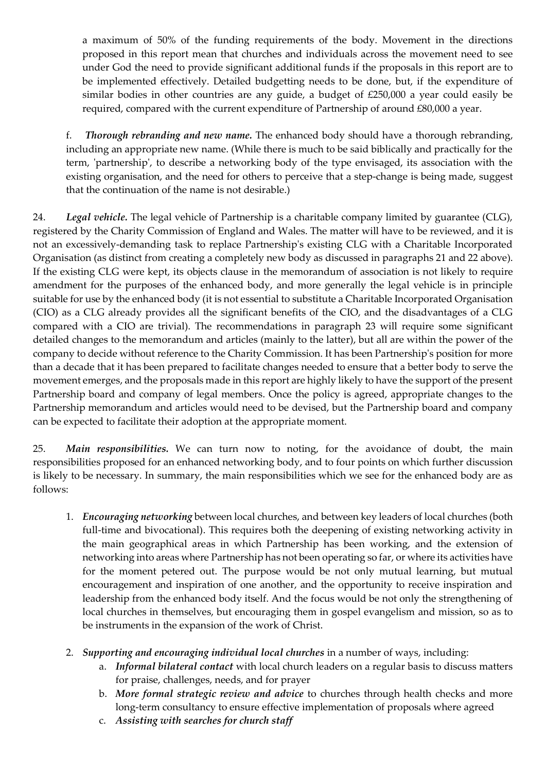a maximum of 50% of the funding requirements of the body. Movement in the directions proposed in this report mean that churches and individuals across the movement need to see under God the need to provide significant additional funds if the proposals in this report are to be implemented effectively. Detailed budgetting needs to be done, but, if the expenditure of similar bodies in other countries are any guide, a budget of £250,000 a year could easily be required, compared with the current expenditure of Partnership of around £80,000 a year.

f. ***Thorough rebranding and new name.*** The enhanced body should have a thorough rebranding, including an appropriate new name. (While there is much to be said biblically and practically for the term, 'partnership', to describe a networking body of the type envisaged, its association with the existing organisation, and the need for others to perceive that a step-change is being made, suggest that the continuation of the name is not desirable.)

24. ***Legal vehicle.*** The legal vehicle of Partnership is a charitable company limited by guarantee (CLG), registered by the Charity Commission of England and Wales. The matter will have to be reviewed, and it is not an excessively-demanding task to replace Partnership's existing CLG with a Charitable Incorporated Organisation (as distinct from creating a completely new body as discussed in paragraphs 21 and 22 above). If the existing CLG were kept, its objects clause in the memorandum of association is not likely to require amendment for the purposes of the enhanced body, and more generally the legal vehicle is in principle suitable for use by the enhanced body (it is not essential to substitute a Charitable Incorporated Organisation (CIO) as a CLG already provides all the significant benefits of the CIO, and the disadvantages of a CLG compared with a CIO are trivial). The recommendations in paragraph 23 will require some significant detailed changes to the memorandum and articles (mainly to the latter), but all are within the power of the company to decide without reference to the Charity Commission. It has been Partnership's position for more than a decade that it has been prepared to facilitate changes needed to ensure that a better body to serve the movement emerges, and the proposals made in this report are highly likely to have the support of the present Partnership board and company of legal members. Once the policy is agreed, appropriate changes to the Partnership memorandum and articles would need to be devised, but the Partnership board and company can be expected to facilitate their adoption at the appropriate moment.

25. ***Main responsibilities.*** We can turn now to noting, for the avoidance of doubt, the main responsibilities proposed for an enhanced networking body, and to four points on which further discussion is likely to be necessary. In summary, the main responsibilities which we see for the enhanced body are as follows:

1. ***Encouraging networking*** between local churches, and between key leaders of local churches (both full-time and bivocational). This requires both the deepening of existing networking activity in the main geographical areas in which Partnership has been working, and the extension of networking into areas where Partnership has not been operating so far, or where its activities have for the moment petered out. The purpose would be not only mutual learning, but mutual encouragement and inspiration of one another, and the opportunity to receive inspiration and leadership from the enhanced body itself. And the focus would be not only the strengthening of local churches in themselves, but encouraging them in gospel evangelism and mission, so as to be instruments in the expansion of the work of Christ.

2. ***Supporting and encouraging individual local churches*** in a number of ways, including:
    a. ***Informal bilateral contact*** with local church leaders on a regular basis to discuss matters for praise, challenges, needs, and for prayer
    b. ***More formal strategic review and advice*** to churches through health checks and more long-term consultancy to ensure effective implementation of proposals where agreed
    c. ***Assisting with searches for church staff***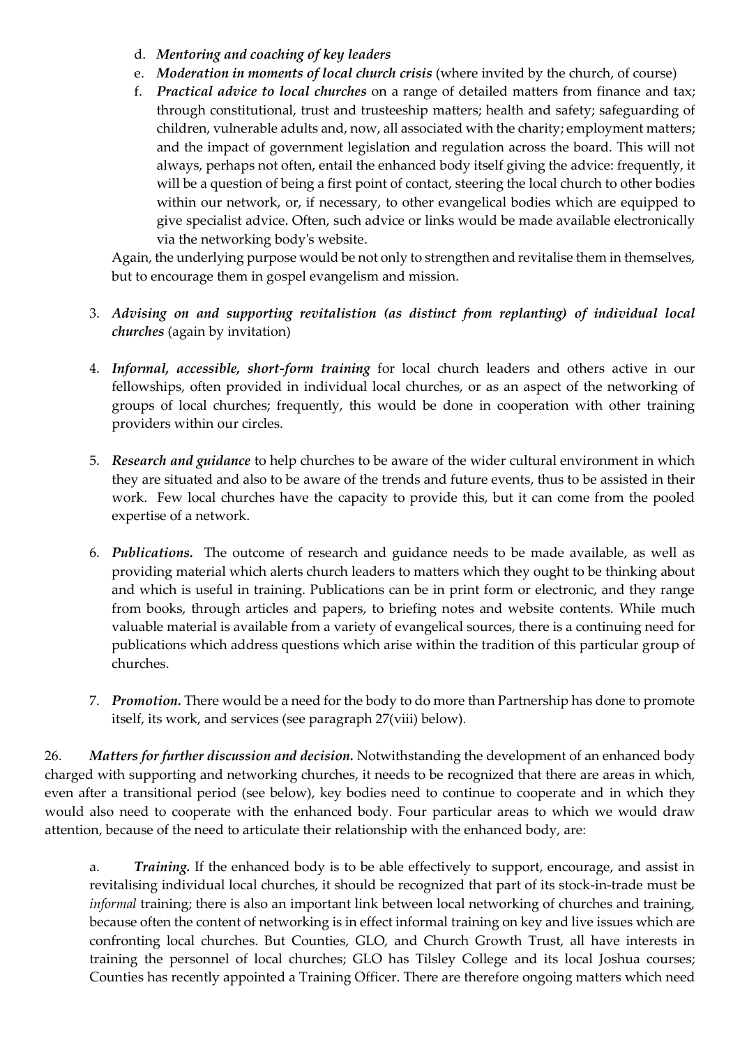d. ***Mentoring and coaching of key leaders***
e. ***Moderation in moments of local church crisis*** (where invited by the church, of course)
f. ***Practical advice to local churches*** on a range of detailed matters from finance and tax; through constitutional, trust and trusteeship matters; health and safety; safeguarding of children, vulnerable adults and, now, all associated with the charity; employment matters; and the impact of government legislation and regulation across the board. This will not always, perhaps not often, entail the enhanced body itself giving the advice: frequently, it will be a question of being a first point of contact, steering the local church to other bodies within our network, or, if necessary, to other evangelical bodies which are equipped to give specialist advice. Often, such advice or links would be made available electronically via the networking body's website.

Again, the underlying purpose would be not only to strengthen and revitalise them in themselves, but to encourage them in gospel evangelism and mission.

3. ***Advising on and supporting revitalistion (as distinct from replanting) of individual local churches*** (again by invitation)

4. ***Informal, accessible, short-form training*** for local church leaders and others active in our fellowships, often provided in individual local churches, or as an aspect of the networking of groups of local churches; frequently, this would be done in cooperation with other training providers within our circles.

5. ***Research and guidance*** to help churches to be aware of the wider cultural environment in which they are situated and also to be aware of the trends and future events, thus to be assisted in their work. Few local churches have the capacity to provide this, but it can come from the pooled expertise of a network.

6. ***Publications.*** The outcome of research and guidance needs to be made available, as well as providing material which alerts church leaders to matters which they ought to be thinking about and which is useful in training. Publications can be in print form or electronic, and they range from books, through articles and papers, to briefing notes and website contents. While much valuable material is available from a variety of evangelical sources, there is a continuing need for publications which address questions which arise within the tradition of this particular group of churches.

7. ***Promotion.*** There would be a need for the body to do more than Partnership has done to promote itself, its work, and services (see paragraph 27(viii) below).

26. ***Matters for further discussion and decision.*** Notwithstanding the development of an enhanced body charged with supporting and networking churches, it needs to be recognized that there are areas in which, even after a transitional period (see below), key bodies need to continue to cooperate and in which they would also need to cooperate with the enhanced body. Four particular areas to which we would draw attention, because of the need to articulate their relationship with the enhanced body, are:

a. ***Training.*** If the enhanced body is to be able effectively to support, encourage, and assist in revitalising individual local churches, it should be recognized that part of its stock-in-trade must be *informal* training; there is also an important link between local networking of churches and training, because often the content of networking is in effect informal training on key and live issues which are confronting local churches. But Counties, GLO, and Church Growth Trust, all have interests in training the personnel of local churches; GLO has Tilsley College and its local Joshua courses; Counties has recently appointed a Training Officer. There are therefore ongoing matters which need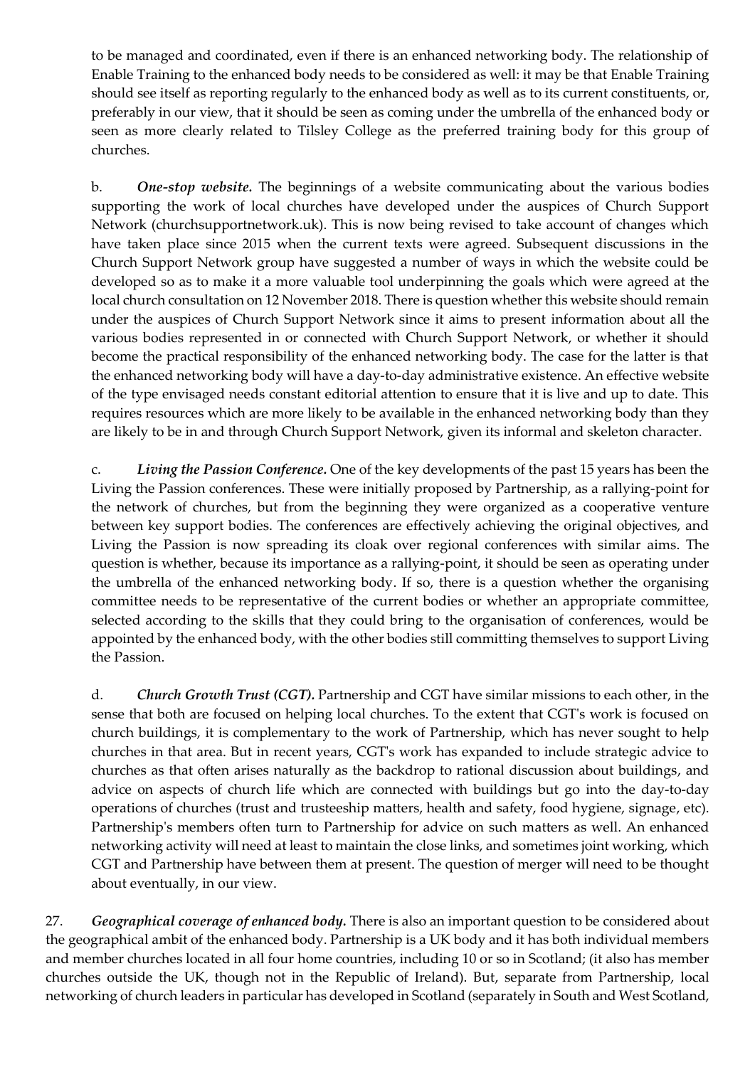to be managed and coordinated, even if there is an enhanced networking body. The relationship of Enable Training to the enhanced body needs to be considered as well: it may be that Enable Training should see itself as reporting regularly to the enhanced body as well as to its current constituents, or, preferably in our view, that it should be seen as coming under the umbrella of the enhanced body or seen as more clearly related to Tilsley College as the preferred training body for this group of churches.

b. ***One-stop website.*** The beginnings of a website communicating about the various bodies supporting the work of local churches have developed under the auspices of Church Support Network (churchsupportnetwork.uk). This is now being revised to take account of changes which have taken place since 2015 when the current texts were agreed. Subsequent discussions in the Church Support Network group have suggested a number of ways in which the website could be developed so as to make it a more valuable tool underpinning the goals which were agreed at the local church consultation on 12 November 2018. There is question whether this website should remain under the auspices of Church Support Network since it aims to present information about all the various bodies represented in or connected with Church Support Network, or whether it should become the practical responsibility of the enhanced networking body. The case for the latter is that the enhanced networking body will have a day-to-day administrative existence. An effective website of the type envisaged needs constant editorial attention to ensure that it is live and up to date. This requires resources which are more likely to be available in the enhanced networking body than they are likely to be in and through Church Support Network, given its informal and skeleton character.

c. ***Living the Passion Conference.*** One of the key developments of the past 15 years has been the Living the Passion conferences. These were initially proposed by Partnership, as a rallying-point for the network of churches, but from the beginning they were organized as a cooperative venture between key support bodies. The conferences are effectively achieving the original objectives, and Living the Passion is now spreading its cloak over regional conferences with similar aims. The question is whether, because its importance as a rallying-point, it should be seen as operating under the umbrella of the enhanced networking body. If so, there is a question whether the organising committee needs to be representative of the current bodies or whether an appropriate committee, selected according to the skills that they could bring to the organisation of conferences, would be appointed by the enhanced body, with the other bodies still committing themselves to support Living the Passion.

d. ***Church Growth Trust (CGT).*** Partnership and CGT have similar missions to each other, in the sense that both are focused on helping local churches. To the extent that CGT's work is focused on church buildings, it is complementary to the work of Partnership, which has never sought to help churches in that area. But in recent years, CGT's work has expanded to include strategic advice to churches as that often arises naturally as the backdrop to rational discussion about buildings, and advice on aspects of church life which are connected with buildings but go into the day-to-day operations of churches (trust and trusteeship matters, health and safety, food hygiene, signage, etc). Partnership's members often turn to Partnership for advice on such matters as well. An enhanced networking activity will need at least to maintain the close links, and sometimes joint working, which CGT and Partnership have between them at present. The question of merger will need to be thought about eventually, in our view.

27. ***Geographical coverage of enhanced body.*** There is also an important question to be considered about the geographical ambit of the enhanced body. Partnership is a UK body and it has both individual members and member churches located in all four home countries, including 10 or so in Scotland; (it also has member churches outside the UK, though not in the Republic of Ireland). But, separate from Partnership, local networking of church leaders in particular has developed in Scotland (separately in South and West Scotland,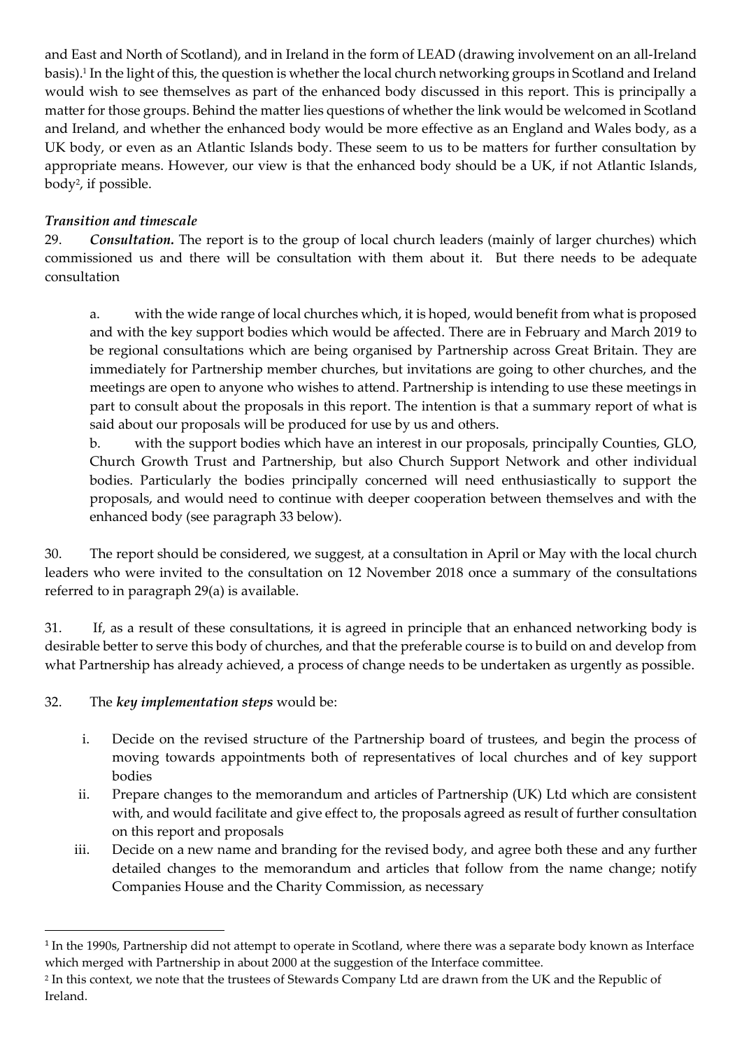and East and North of Scotland), and in Ireland in the form of LEAD (drawing involvement on an all-Ireland basis).[1] In the light of this, the question is whether the local church networking groups in Scotland and Ireland would wish to see themselves as part of the enhanced body discussed in this report. This is principally a matter for those groups. Behind the matter lies questions of whether the link would be welcomed in Scotland and Ireland, and whether the enhanced body would be more effective as an England and Wales body, as a UK body, or even as an Atlantic Islands body. These seem to us to be matters for further consultation by appropriate means. However, our view is that the enhanced body should be a UK, if not Atlantic Islands, body[2], if possible.

### *Transition and timescale*

29. ***Consultation.*** The report is to the group of local church leaders (mainly of larger churches) which commissioned us and there will be consultation with them about it. But there needs to be adequate consultation

a. with the wide range of local churches which, it is hoped, would benefit from what is proposed and with the key support bodies which would be affected. There are in February and March 2019 to be regional consultations which are being organised by Partnership across Great Britain. They are immediately for Partnership member churches, but invitations are going to other churches, and the meetings are open to anyone who wishes to attend. Partnership is intending to use these meetings in part to consult about the proposals in this report. The intention is that a summary report of what is said about our proposals will be produced for use by us and others.

b. with the support bodies which have an interest in our proposals, principally Counties, GLO, Church Growth Trust and Partnership, but also Church Support Network and other individual bodies. Particularly the bodies principally concerned will need enthusiastically to support the proposals, and would need to continue with deeper cooperation between themselves and with the enhanced body (see paragraph 33 below).

30. The report should be considered, we suggest, at a consultation in April or May with the local church leaders who were invited to the consultation on 12 November 2018 once a summary of the consultations referred to in paragraph 29(a) is available.

31. If, as a result of these consultations, it is agreed in principle that an enhanced networking body is desirable better to serve this body of churches, and that the preferable course is to build on and develop from what Partnership has already achieved, a process of change needs to be undertaken as urgently as possible.

32. The ***key implementation steps*** would be:

i. Decide on the revised structure of the Partnership board of trustees, and begin the process of moving towards appointments both of representatives of local churches and of key support bodies
ii. Prepare changes to the memorandum and articles of Partnership (UK) Ltd which are consistent with, and would facilitate and give effect to, the proposals agreed as result of further consultation on this report and proposals
iii. Decide on a new name and branding for the revised body, and agree both these and any further detailed changes to the memorandum and articles that follow from the name change; notify Companies House and the Charity Commission, as necessary

---

[1] In the 1990s, Partnership did not attempt to operate in Scotland, where there was a separate body known as Interface which merged with Partnership in about 2000 at the suggestion of the Interface committee.

[2] In this context, we note that the trustees of Stewards Company Ltd are drawn from the UK and the Republic of Ireland.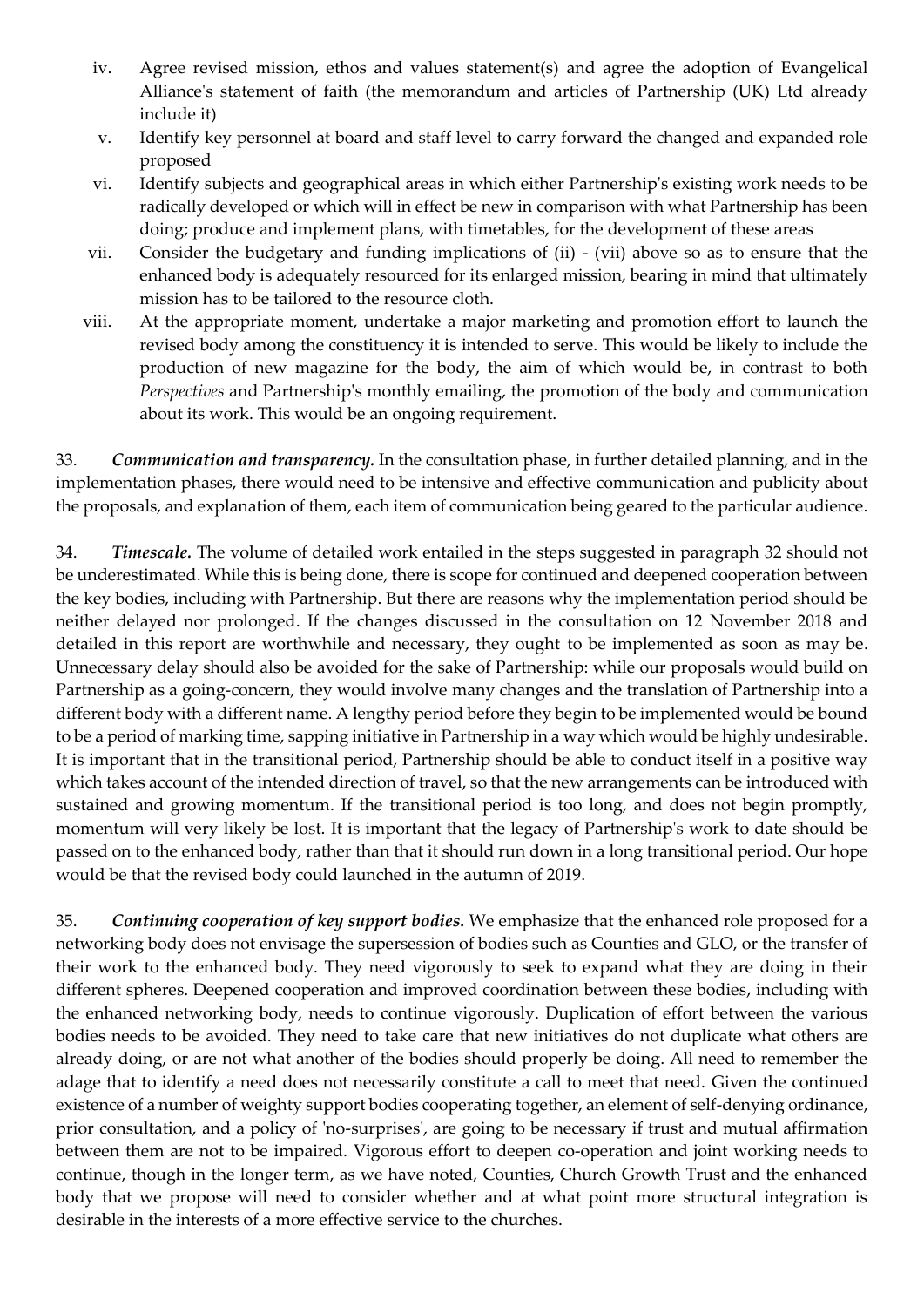iv. Agree revised mission, ethos and values statement(s) and agree the adoption of Evangelical Alliance's statement of faith (the memorandum and articles of Partnership (UK) Ltd already include it)

v. Identify key personnel at board and staff level to carry forward the changed and expanded role proposed

vi. Identify subjects and geographical areas in which either Partnership's existing work needs to be radically developed or which will in effect be new in comparison with what Partnership has been doing; produce and implement plans, with timetables, for the development of these areas

vii. Consider the budgetary and funding implications of (ii) - (vii) above so as to ensure that the enhanced body is adequately resourced for its enlarged mission, bearing in mind that ultimately mission has to be tailored to the resource cloth.

viii. At the appropriate moment, undertake a major marketing and promotion effort to launch the revised body among the constituency it is intended to serve. This would be likely to include the production of new magazine for the body, the aim of which would be, in contrast to both *Perspectives* and Partnership's monthly emailing, the promotion of the body and communication about its work. This would be an ongoing requirement.

33. ***Communication and transparency.*** In the consultation phase, in further detailed planning, and in the implementation phases, there would need to be intensive and effective communication and publicity about the proposals, and explanation of them, each item of communication being geared to the particular audience.

34. ***Timescale.*** The volume of detailed work entailed in the steps suggested in paragraph 32 should not be underestimated. While this is being done, there is scope for continued and deepened cooperation between the key bodies, including with Partnership. But there are reasons why the implementation period should be neither delayed nor prolonged. If the changes discussed in the consultation on 12 November 2018 and detailed in this report are worthwhile and necessary, they ought to be implemented as soon as may be. Unnecessary delay should also be avoided for the sake of Partnership: while our proposals would build on Partnership as a going-concern, they would involve many changes and the translation of Partnership into a different body with a different name. A lengthy period before they begin to be implemented would be bound to be a period of marking time, sapping initiative in Partnership in a way which would be highly undesirable. It is important that in the transitional period, Partnership should be able to conduct itself in a positive way which takes account of the intended direction of travel, so that the new arrangements can be introduced with sustained and growing momentum. If the transitional period is too long, and does not begin promptly, momentum will very likely be lost. It is important that the legacy of Partnership's work to date should be passed on to the enhanced body, rather than that it should run down in a long transitional period. Our hope would be that the revised body could launched in the autumn of 2019.

35. ***Continuing cooperation of key support bodies.*** We emphasize that the enhanced role proposed for a networking body does not envisage the supersession of bodies such as Counties and GLO, or the transfer of their work to the enhanced body. They need vigorously to seek to expand what they are doing in their different spheres. Deepened cooperation and improved coordination between these bodies, including with the enhanced networking body, needs to continue vigorously. Duplication of effort between the various bodies needs to be avoided. They need to take care that new initiatives do not duplicate what others are already doing, or are not what another of the bodies should properly be doing. All need to remember the adage that to identify a need does not necessarily constitute a call to meet that need. Given the continued existence of a number of weighty support bodies cooperating together, an element of self-denying ordinance, prior consultation, and a policy of 'no-surprises', are going to be necessary if trust and mutual affirmation between them are not to be impaired. Vigorous effort to deepen co-operation and joint working needs to continue, though in the longer term, as we have noted, Counties, Church Growth Trust and the enhanced body that we propose will need to consider whether and at what point more structural integration is desirable in the interests of a more effective service to the churches.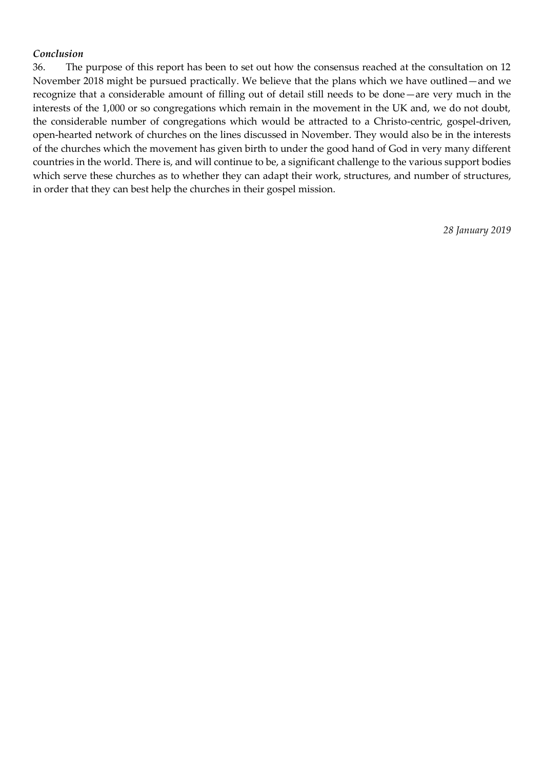***Conclusion***

36. The purpose of this report has been to set out how the consensus reached at the consultation on 12 November 2018 might be pursued practically. We believe that the plans which we have outlined—and we recognize that a considerable amount of filling out of detail still needs to be done—are very much in the interests of the 1,000 or so congregations which remain in the movement in the UK and, we do not doubt, the considerable number of congregations which would be attracted to a Christo-centric, gospel-driven, open-hearted network of churches on the lines discussed in November. They would also be in the interests of the churches which the movement has given birth to under the good hand of God in very many different countries in the world. There is, and will continue to be, a significant challenge to the various support bodies which serve these churches as to whether they can adapt their work, structures, and number of structures, in order that they can best help the churches in their gospel mission.

*28 January 2019*